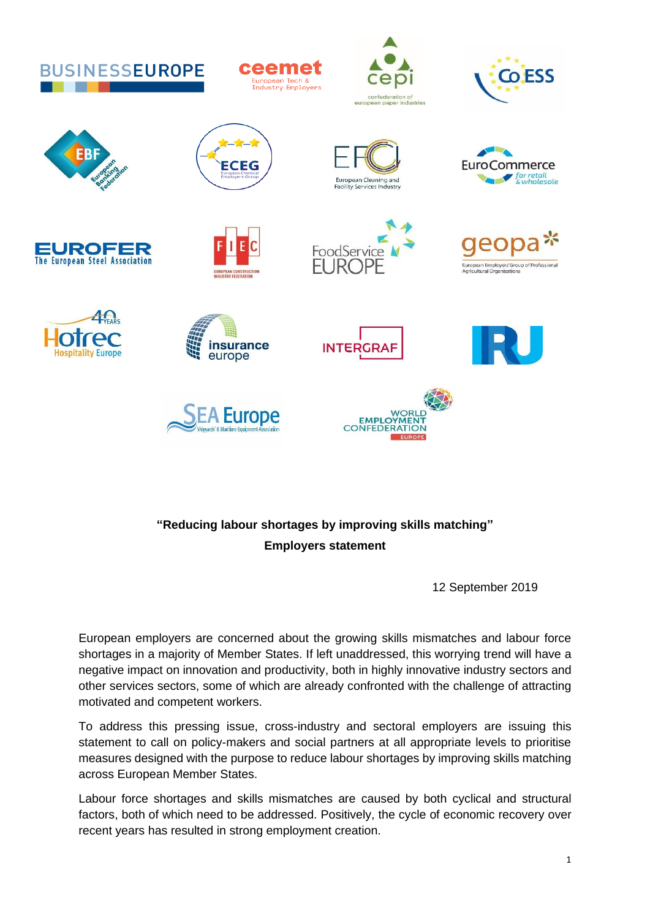**“Reducing labour shortages by improving skills matching”**

**Employers statement**

12 September 2019

European employers are concerned about the growing skills mismatches and labour force shortages in a majority of Member States. If left unaddressed, this worrying trend will have a negative impact on innovation and productivity, both in highly innovative industry sectors and other services sectors, some of which are already confronted with the challenge of attracting motivated and competent workers.

To address this pressing issue, cross-industry and sectoral employers are issuing this statement to call on policy-makers and social partners at all appropriate levels to prioritise measures designed with the purpose to reduce labour shortages by improving skills matching across European Member States.

Labour force shortages and skills mismatches are caused by both cyclical and structural factors, both of which need to be addressed. Positively, the cycle of economic recovery over recent years has resulted in strong employment creation.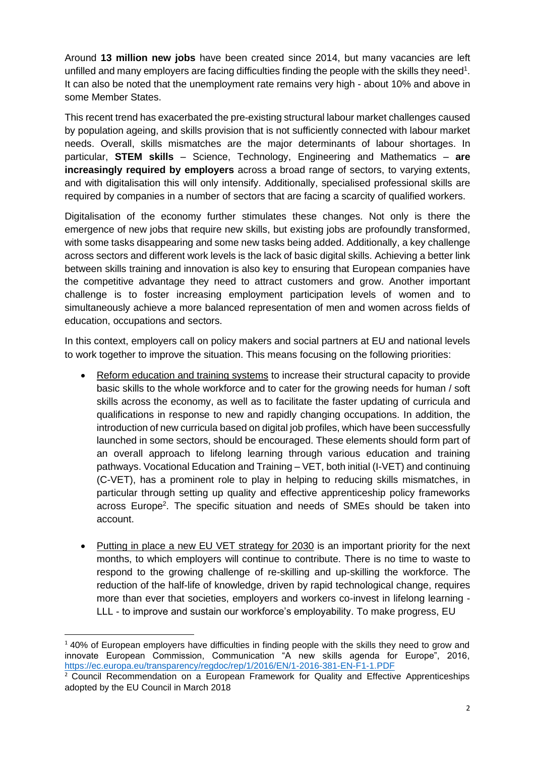Around **13 million new jobs** have been created since 2014, but many vacancies are left unfilled and many employers are facing difficulties finding the people with the skills they need[1]. It can also be noted that the unemployment rate remains very high - about 10% and above in some Member States.

This recent trend has exacerbated the pre-existing structural labour market challenges caused by population ageing, and skills provision that is not sufficiently connected with labour market needs. Overall, skills mismatches are the major determinants of labour shortages. In particular, **STEM skills** – Science, Technology, Engineering and Mathematics – **are increasingly required by employers** across a broad range of sectors, to varying extents, and with digitalisation this will only intensify. Additionally, specialised professional skills are required by companies in a number of sectors that are facing a scarcity of qualified workers.

Digitalisation of the economy further stimulates these changes. Not only is there the emergence of new jobs that require new skills, but existing jobs are profoundly transformed, with some tasks disappearing and some new tasks being added. Additionally, a key challenge across sectors and different work levels is the lack of basic digital skills. Achieving a better link between skills training and innovation is also key to ensuring that European companies have the competitive advantage they need to attract customers and grow. Another important challenge is to foster increasing employment participation levels of women and to simultaneously achieve a more balanced representation of men and women across fields of education, occupations and sectors.

In this context, employers call on policy makers and social partners at EU and national levels to work together to improve the situation. This means focusing on the following priorities:

- <u>Reform education and training systems</u> to increase their structural capacity to provide basic skills to the whole workforce and to cater for the growing needs for human / soft skills across the economy, as well as to facilitate the faster updating of curricula and qualifications in response to new and rapidly changing occupations. In addition, the introduction of new curricula based on digital job profiles, which have been successfully launched in some sectors, should be encouraged. These elements should form part of an overall approach to lifelong learning through various education and training pathways. Vocational Education and Training – VET, both initial (I-VET) and continuing (C-VET), has a prominent role to play in helping to reducing skills mismatches, in particular through setting up quality and effective apprenticeship policy frameworks across Europe[2]. The specific situation and needs of SMEs should be taken into account.

- <u>Putting in place a new EU VET strategy for 2030</u> is an important priority for the next months, to which employers will continue to contribute. There is no time to waste to respond to the growing challenge of re-skilling and up-skilling the workforce. The reduction of the half-life of knowledge, driven by rapid technological change, requires more than ever that societies, employers and workers co-invest in lifelong learning - LLL - to improve and sustain our workforce's employability. To make progress, EU

---

[1] 40% of European employers have difficulties in finding people with the skills they need to grow and innovate European Commission, Communication "A new skills agenda for Europe", 2016, https://ec.europa.eu/transparency/regdoc/rep/1/2016/EN/1-2016-381-EN-F1-1.PDF

[2] Council Recommendation on a European Framework for Quality and Effective Apprenticeships adopted by the EU Council in March 2018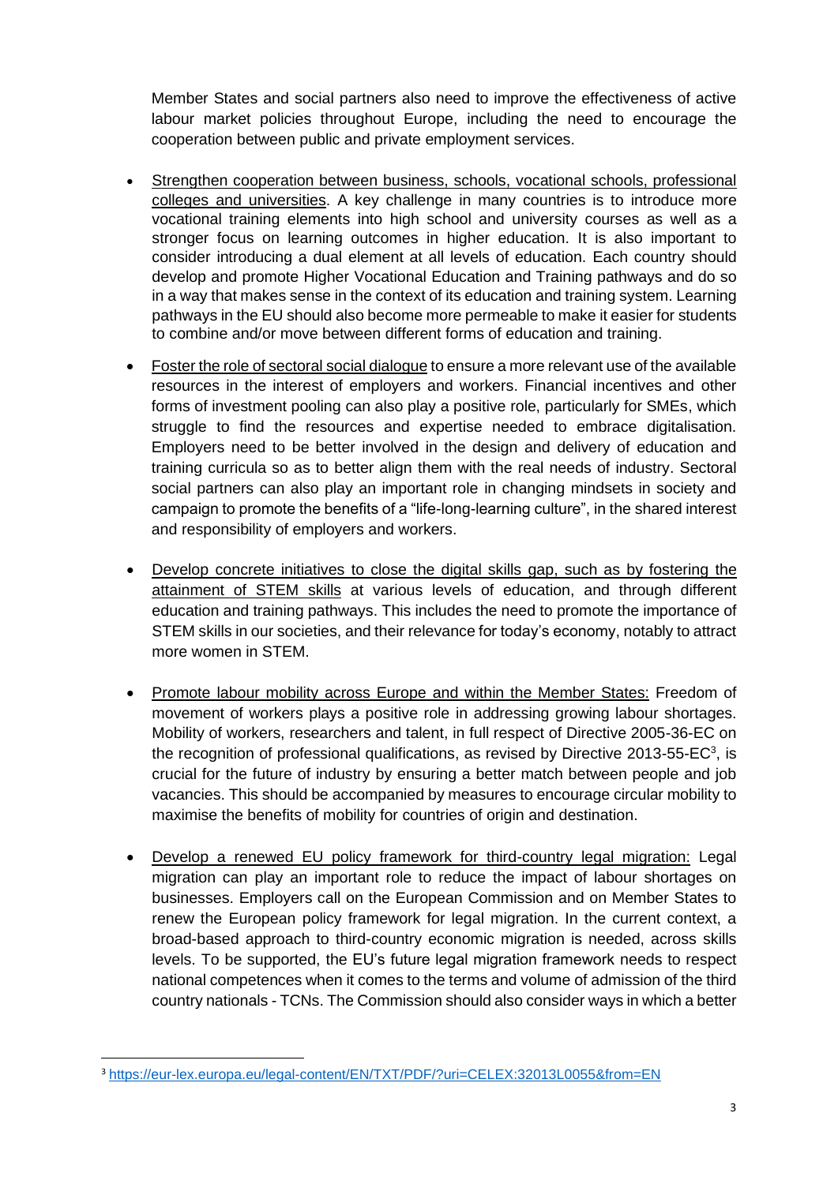Member States and social partners also need to improve the effectiveness of active labour market policies throughout Europe, including the need to encourage the cooperation between public and private employment services.

- Strengthen cooperation between business, schools, vocational schools, professional colleges and universities. A key challenge in many countries is to introduce more vocational training elements into high school and university courses as well as a stronger focus on learning outcomes in higher education. It is also important to consider introducing a dual element at all levels of education. Each country should develop and promote Higher Vocational Education and Training pathways and do so in a way that makes sense in the context of its education and training system. Learning pathways in the EU should also become more permeable to make it easier for students to combine and/or move between different forms of education and training.

- Foster the role of sectoral social dialogue to ensure a more relevant use of the available resources in the interest of employers and workers. Financial incentives and other forms of investment pooling can also play a positive role, particularly for SMEs, which struggle to find the resources and expertise needed to embrace digitalisation. Employers need to be better involved in the design and delivery of education and training curricula so as to better align them with the real needs of industry. Sectoral social partners can also play an important role in changing mindsets in society and campaign to promote the benefits of a "life-long-learning culture", in the shared interest and responsibility of employers and workers.

- Develop concrete initiatives to close the digital skills gap, such as by fostering the attainment of STEM skills at various levels of education, and through different education and training pathways. This includes the need to promote the importance of STEM skills in our societies, and their relevance for today's economy, notably to attract more women in STEM.

- Promote labour mobility across Europe and within the Member States: Freedom of movement of workers plays a positive role in addressing growing labour shortages. Mobility of workers, researchers and talent, in full respect of Directive 2005-36-EC on the recognition of professional qualifications, as revised by Directive 2013-55-EC[3], is crucial for the future of industry by ensuring a better match between people and job vacancies. This should be accompanied by measures to encourage circular mobility to maximise the benefits of mobility for countries of origin and destination.

- Develop a renewed EU policy framework for third-country legal migration: Legal migration can play an important role to reduce the impact of labour shortages on businesses. Employers call on the European Commission and on Member States to renew the European policy framework for legal migration. In the current context, a broad-based approach to third-country economic migration is needed, across skills levels. To be supported, the EU's future legal migration framework needs to respect national competences when it comes to the terms and volume of admission of the third country nationals - TCNs. The Commission should also consider ways in which a better

---

[3] https://eur-lex.europa.eu/legal-content/EN/TXT/PDF/?uri=CELEX:32013L0055&from=EN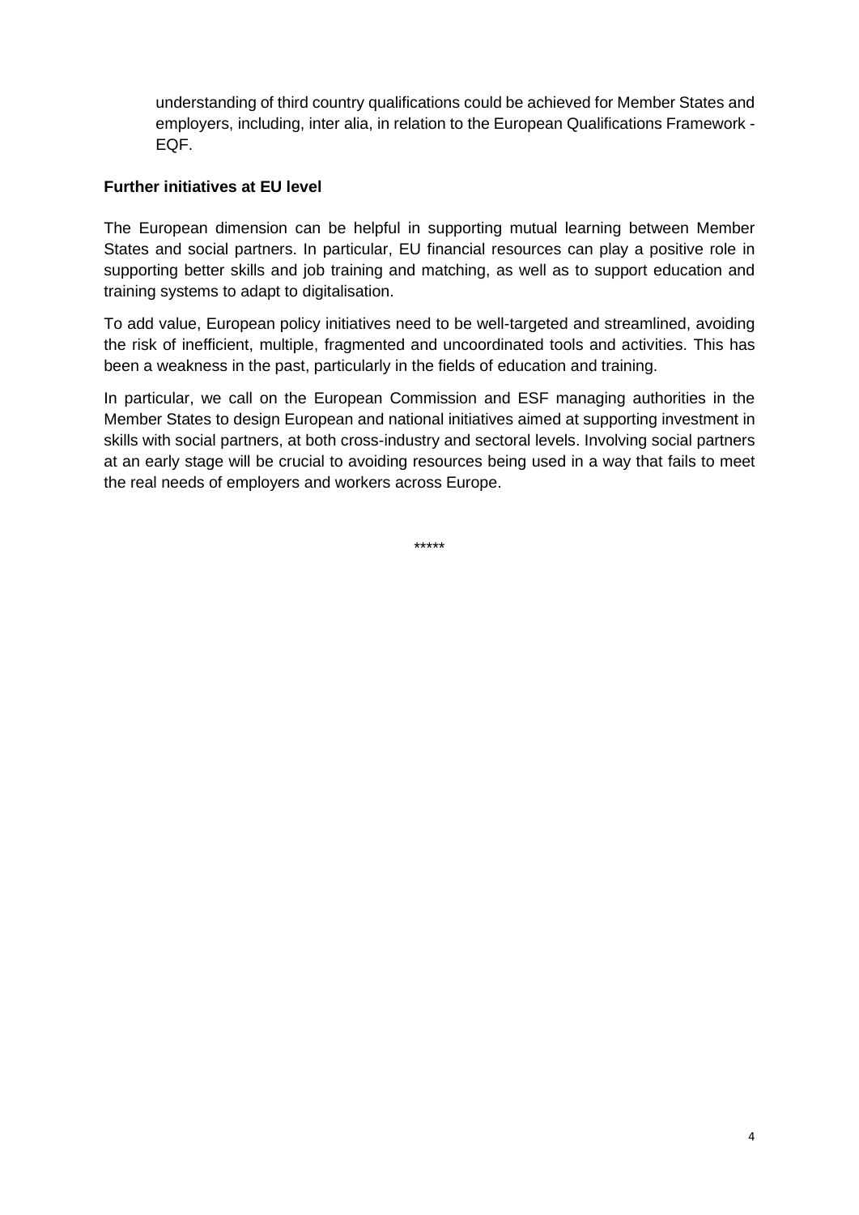understanding of third country qualifications could be achieved for Member States and employers, including, inter alia, in relation to the European Qualifications Framework - EQF.

**Further initiatives at EU level**

The European dimension can be helpful in supporting mutual learning between Member States and social partners. In particular, EU financial resources can play a positive role in supporting better skills and job training and matching, as well as to support education and training systems to adapt to digitalisation.

To add value, European policy initiatives need to be well-targeted and streamlined, avoiding the risk of inefficient, multiple, fragmented and uncoordinated tools and activities. This has been a weakness in the past, particularly in the fields of education and training.

In particular, we call on the European Commission and ESF managing authorities in the Member States to design European and national initiatives aimed at supporting investment in skills with social partners, at both cross-industry and sectoral levels. Involving social partners at an early stage will be crucial to avoiding resources being used in a way that fails to meet the real needs of employers and workers across Europe.

*****